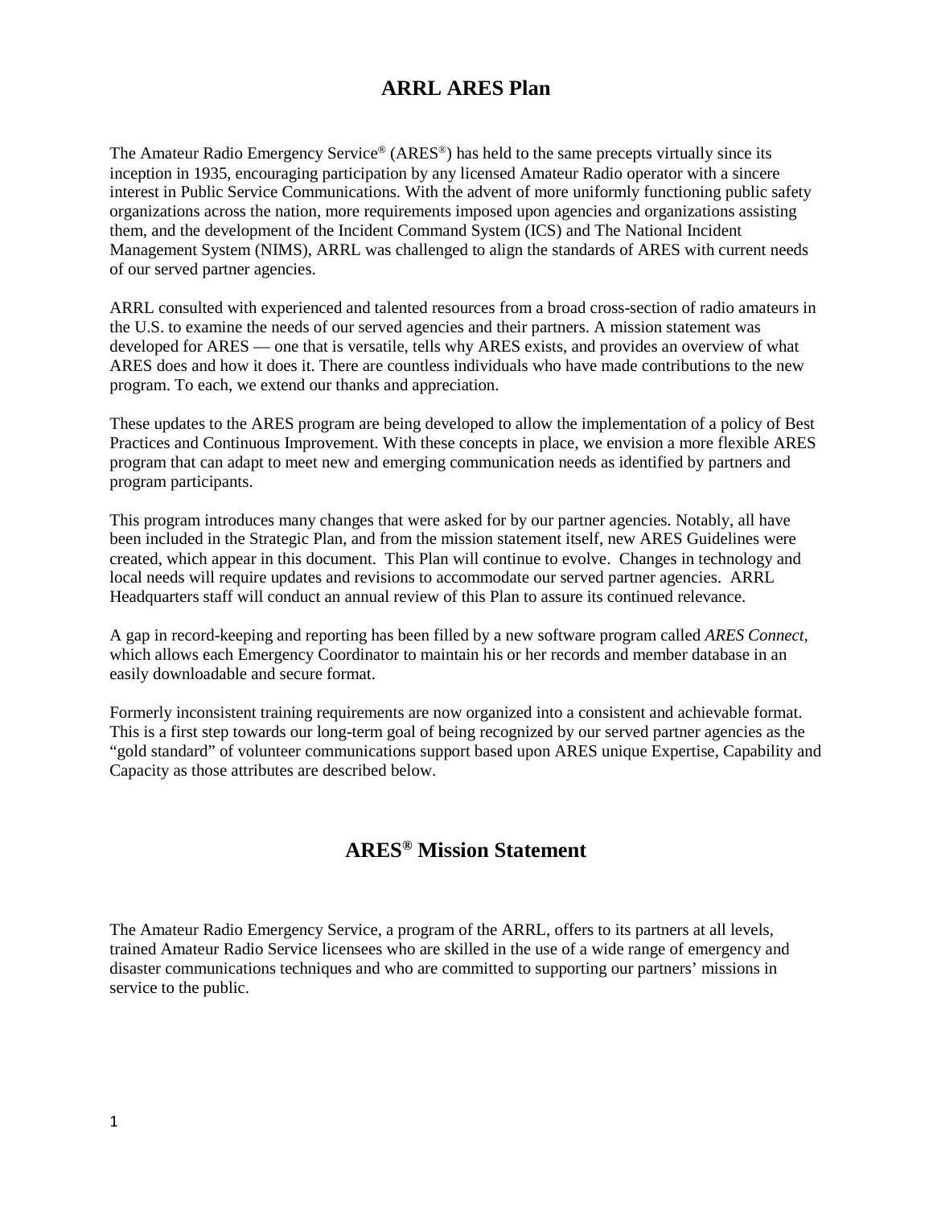# ARRL ARES Plan

The Amateur Radio Emergency Service® (ARES®) has held to the same precepts virtually since its inception in 1935, encouraging participation by any licensed Amateur Radio operator with a sincere interest in Public Service Communications. With the advent of more uniformly functioning public safety organizations across the nation, more requirements imposed upon agencies and organizations assisting them, and the development of the Incident Command System (ICS) and The National Incident Management System (NIMS), ARRL was challenged to align the standards of ARES with current needs of our served partner agencies.

ARRL consulted with experienced and talented resources from a broad cross-section of radio amateurs in the U.S. to examine the needs of our served agencies and their partners. A mission statement was developed for ARES — one that is versatile, tells why ARES exists, and provides an overview of what ARES does and how it does it. There are countless individuals who have made contributions to the new program. To each, we extend our thanks and appreciation.

These updates to the ARES program are being developed to allow the implementation of a policy of Best Practices and Continuous Improvement. With these concepts in place, we envision a more flexible ARES program that can adapt to meet new and emerging communication needs as identified by partners and program participants.

This program introduces many changes that were asked for by our partner agencies. Notably, all have been included in the Strategic Plan, and from the mission statement itself, new ARES Guidelines were created, which appear in this document. This Plan will continue to evolve. Changes in technology and local needs will require updates and revisions to accommodate our served partner agencies. ARRL Headquarters staff will conduct an annual review of this Plan to assure its continued relevance.

A gap in record-keeping and reporting has been filled by a new software program called *ARES Connect*, which allows each Emergency Coordinator to maintain his or her records and member database in an easily downloadable and secure format.

Formerly inconsistent training requirements are now organized into a consistent and achievable format. This is a first step towards our long-term goal of being recognized by our served partner agencies as the "gold standard" of volunteer communications support based upon ARES unique Expertise, Capability and Capacity as those attributes are described below.

## ARES® Mission Statement

The Amateur Radio Emergency Service, a program of the ARRL, offers to its partners at all levels, trained Amateur Radio Service licensees who are skilled in the use of a wide range of emergency and disaster communications techniques and who are committed to supporting our partners' missions in service to the public.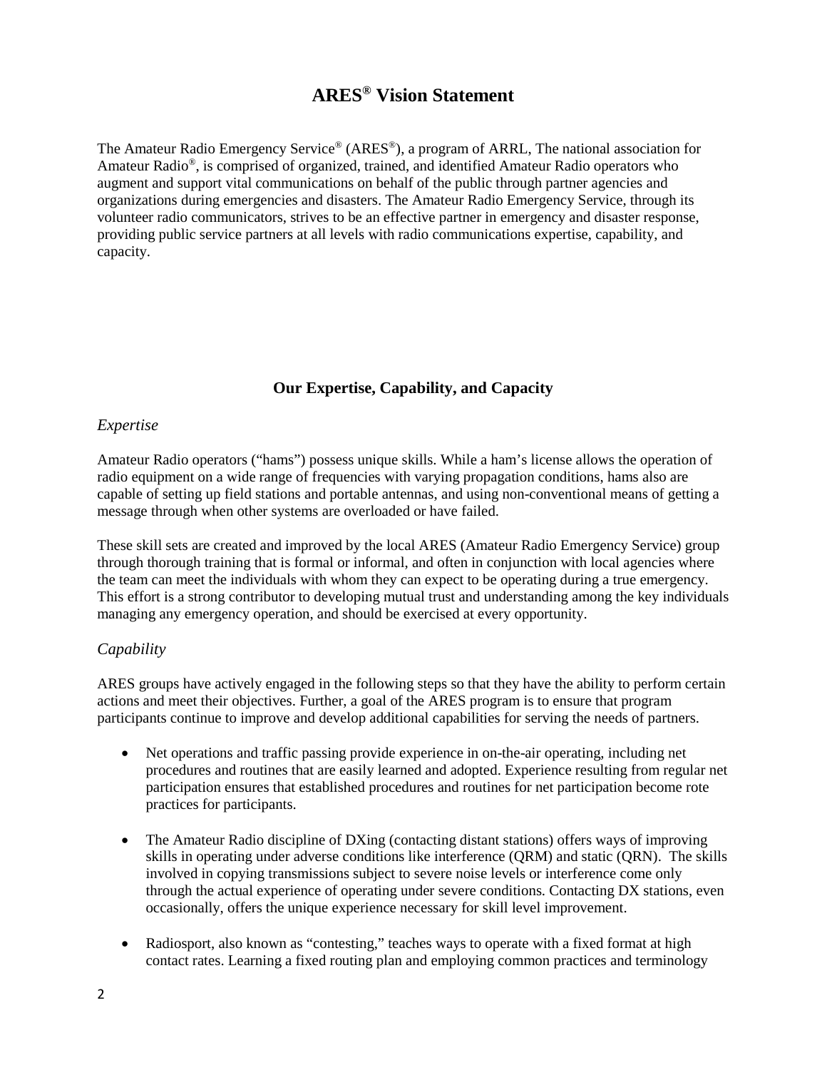# ARES® Vision Statement

The Amateur Radio Emergency Service® (ARES®), a program of ARRL, The national association for Amateur Radio®, is comprised of organized, trained, and identified Amateur Radio operators who augment and support vital communications on behalf of the public through partner agencies and organizations during emergencies and disasters. The Amateur Radio Emergency Service, through its volunteer radio communicators, strives to be an effective partner in emergency and disaster response, providing public service partners at all levels with radio communications expertise, capability, and capacity.

## Our Expertise, Capability, and Capacity

### *Expertise*

Amateur Radio operators ("hams") possess unique skills. While a ham's license allows the operation of radio equipment on a wide range of frequencies with varying propagation conditions, hams also are capable of setting up field stations and portable antennas, and using non-conventional means of getting a message through when other systems are overloaded or have failed.

These skill sets are created and improved by the local ARES (Amateur Radio Emergency Service) group through thorough training that is formal or informal, and often in conjunction with local agencies where the team can meet the individuals with whom they can expect to be operating during a true emergency. This effort is a strong contributor to developing mutual trust and understanding among the key individuals managing any emergency operation, and should be exercised at every opportunity.

### *Capability*

ARES groups have actively engaged in the following steps so that they have the ability to perform certain actions and meet their objectives. Further, a goal of the ARES program is to ensure that program participants continue to improve and develop additional capabilities for serving the needs of partners.

- Net operations and traffic passing provide experience in on-the-air operating, including net procedures and routines that are easily learned and adopted. Experience resulting from regular net participation ensures that established procedures and routines for net participation become rote practices for participants.

- The Amateur Radio discipline of DXing (contacting distant stations) offers ways of improving skills in operating under adverse conditions like interference (QRM) and static (QRN). The skills involved in copying transmissions subject to severe noise levels or interference come only through the actual experience of operating under severe conditions. Contacting DX stations, even occasionally, offers the unique experience necessary for skill level improvement.

- Radiosport, also known as "contesting," teaches ways to operate with a fixed format at high contact rates. Learning a fixed routing plan and employing common practices and terminology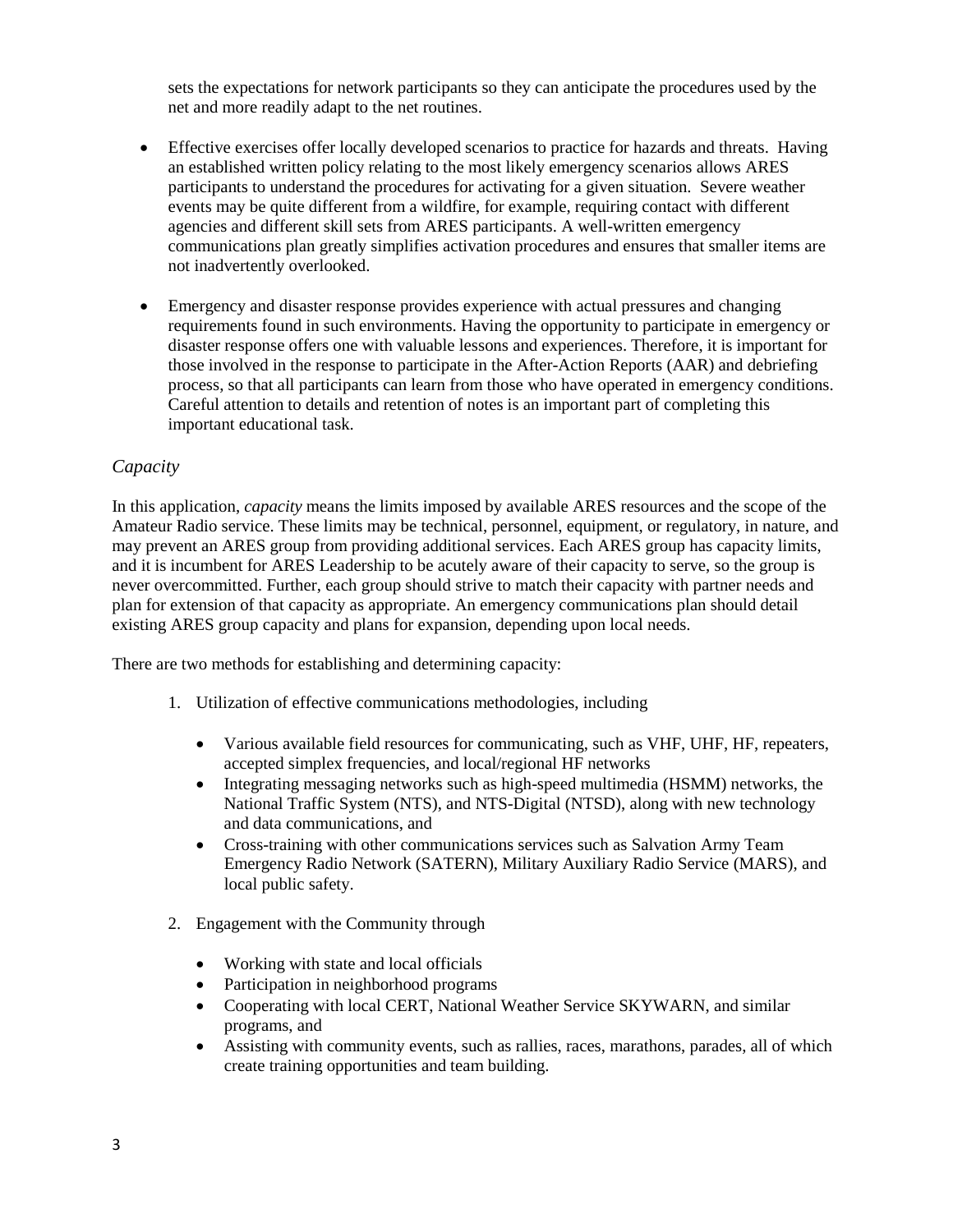sets the expectations for network participants so they can anticipate the procedures used by the net and more readily adapt to the net routines.

- Effective exercises offer locally developed scenarios to practice for hazards and threats. Having an established written policy relating to the most likely emergency scenarios allows ARES participants to understand the procedures for activating for a given situation. Severe weather events may be quite different from a wildfire, for example, requiring contact with different agencies and different skill sets from ARES participants. A well-written emergency communications plan greatly simplifies activation procedures and ensures that smaller items are not inadvertently overlooked.

- Emergency and disaster response provides experience with actual pressures and changing requirements found in such environments. Having the opportunity to participate in emergency or disaster response offers one with valuable lessons and experiences. Therefore, it is important for those involved in the response to participate in the After-Action Reports (AAR) and debriefing process, so that all participants can learn from those who have operated in emergency conditions. Careful attention to details and retention of notes is an important part of completing this important educational task.

### *Capacity*

In this application, *capacity* means the limits imposed by available ARES resources and the scope of the Amateur Radio service. These limits may be technical, personnel, equipment, or regulatory, in nature, and may prevent an ARES group from providing additional services. Each ARES group has capacity limits, and it is incumbent for ARES Leadership to be acutely aware of their capacity to serve, so the group is never overcommitted. Further, each group should strive to match their capacity with partner needs and plan for extension of that capacity as appropriate. An emergency communications plan should detail existing ARES group capacity and plans for expansion, depending upon local needs.

There are two methods for establishing and determining capacity:

1. Utilization of effective communications methodologies, including
   - Various available field resources for communicating, such as VHF, UHF, HF, repeaters, accepted simplex frequencies, and local/regional HF networks
   - Integrating messaging networks such as high-speed multimedia (HSMM) networks, the National Traffic System (NTS), and NTS-Digital (NTSD), along with new technology and data communications, and
   - Cross-training with other communications services such as Salvation Army Team Emergency Radio Network (SATERN), Military Auxiliary Radio Service (MARS), and local public safety.

2. Engagement with the Community through
   - Working with state and local officials
   - Participation in neighborhood programs
   - Cooperating with local CERT, National Weather Service SKYWARN, and similar programs, and
   - Assisting with community events, such as rallies, races, marathons, parades, all of which create training opportunities and team building.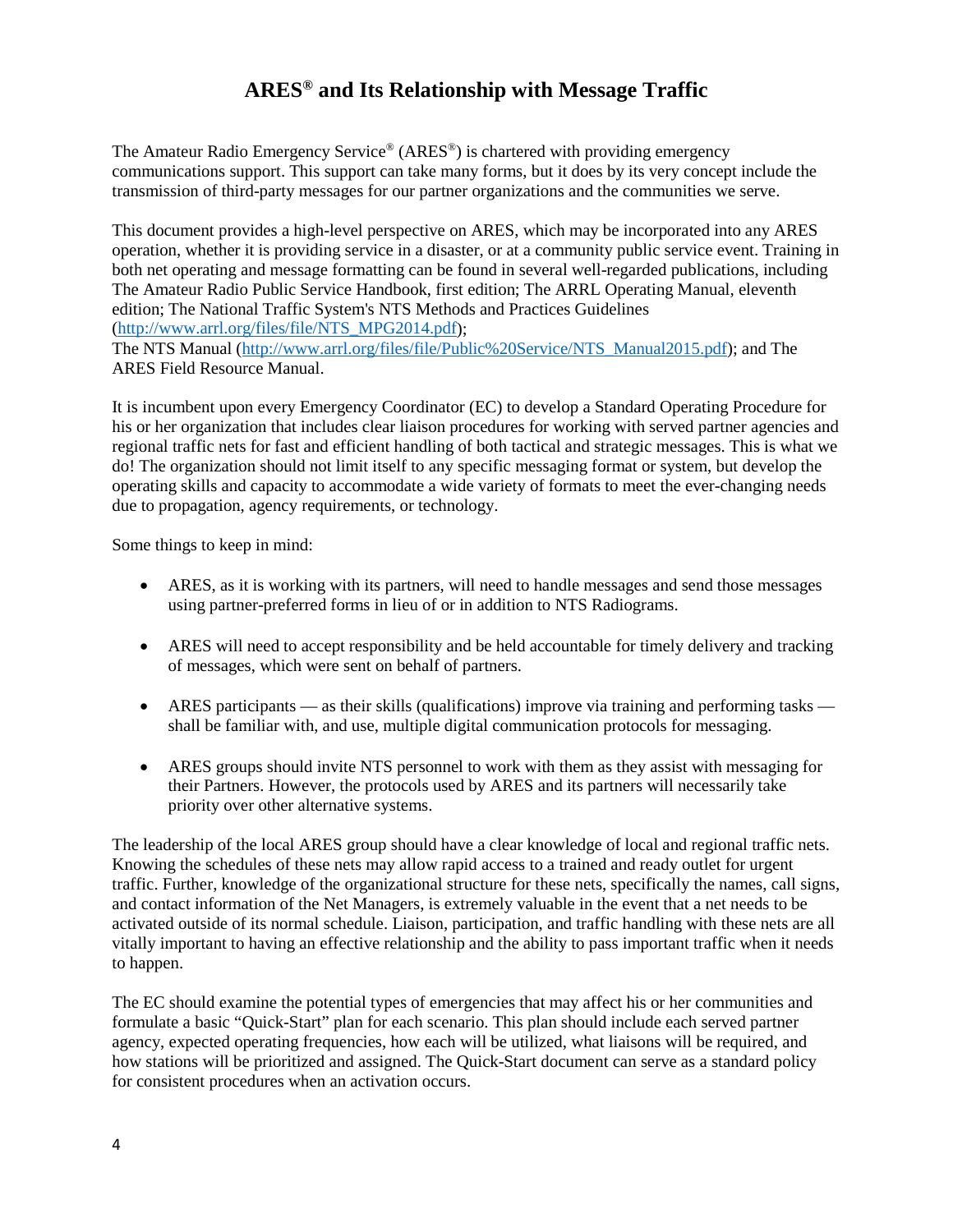# ARES® and Its Relationship with Message Traffic

The Amateur Radio Emergency Service® (ARES®) is chartered with providing emergency communications support. This support can take many forms, but it does by its very concept include the transmission of third-party messages for our partner organizations and the communities we serve.

This document provides a high-level perspective on ARES, which may be incorporated into any ARES operation, whether it is providing service in a disaster, or at a community public service event. Training in both net operating and message formatting can be found in several well-regarded publications, including The Amateur Radio Public Service Handbook, first edition; The ARRL Operating Manual, eleventh edition; The National Traffic System's NTS Methods and Practices Guidelines (http://www.arrl.org/files/file/NTS_MPG2014.pdf);
The NTS Manual (http://www.arrl.org/files/file/Public%20Service/NTS_Manual2015.pdf); and The ARES Field Resource Manual.

It is incumbent upon every Emergency Coordinator (EC) to develop a Standard Operating Procedure for his or her organization that includes clear liaison procedures for working with served partner agencies and regional traffic nets for fast and efficient handling of both tactical and strategic messages. This is what we do! The organization should not limit itself to any specific messaging format or system, but develop the operating skills and capacity to accommodate a wide variety of formats to meet the ever-changing needs due to propagation, agency requirements, or technology.

Some things to keep in mind:

- ARES, as it is working with its partners, will need to handle messages and send those messages using partner-preferred forms in lieu of or in addition to NTS Radiograms.
- ARES will need to accept responsibility and be held accountable for timely delivery and tracking of messages, which were sent on behalf of partners.
- ARES participants — as their skills (qualifications) improve via training and performing tasks — shall be familiar with, and use, multiple digital communication protocols for messaging.
- ARES groups should invite NTS personnel to work with them as they assist with messaging for their Partners. However, the protocols used by ARES and its partners will necessarily take priority over other alternative systems.

The leadership of the local ARES group should have a clear knowledge of local and regional traffic nets. Knowing the schedules of these nets may allow rapid access to a trained and ready outlet for urgent traffic. Further, knowledge of the organizational structure for these nets, specifically the names, call signs, and contact information of the Net Managers, is extremely valuable in the event that a net needs to be activated outside of its normal schedule. Liaison, participation, and traffic handling with these nets are all vitally important to having an effective relationship and the ability to pass important traffic when it needs to happen.

The EC should examine the potential types of emergencies that may affect his or her communities and formulate a basic "Quick-Start" plan for each scenario. This plan should include each served partner agency, expected operating frequencies, how each will be utilized, what liaisons will be required, and how stations will be prioritized and assigned. The Quick-Start document can serve as a standard policy for consistent procedures when an activation occurs.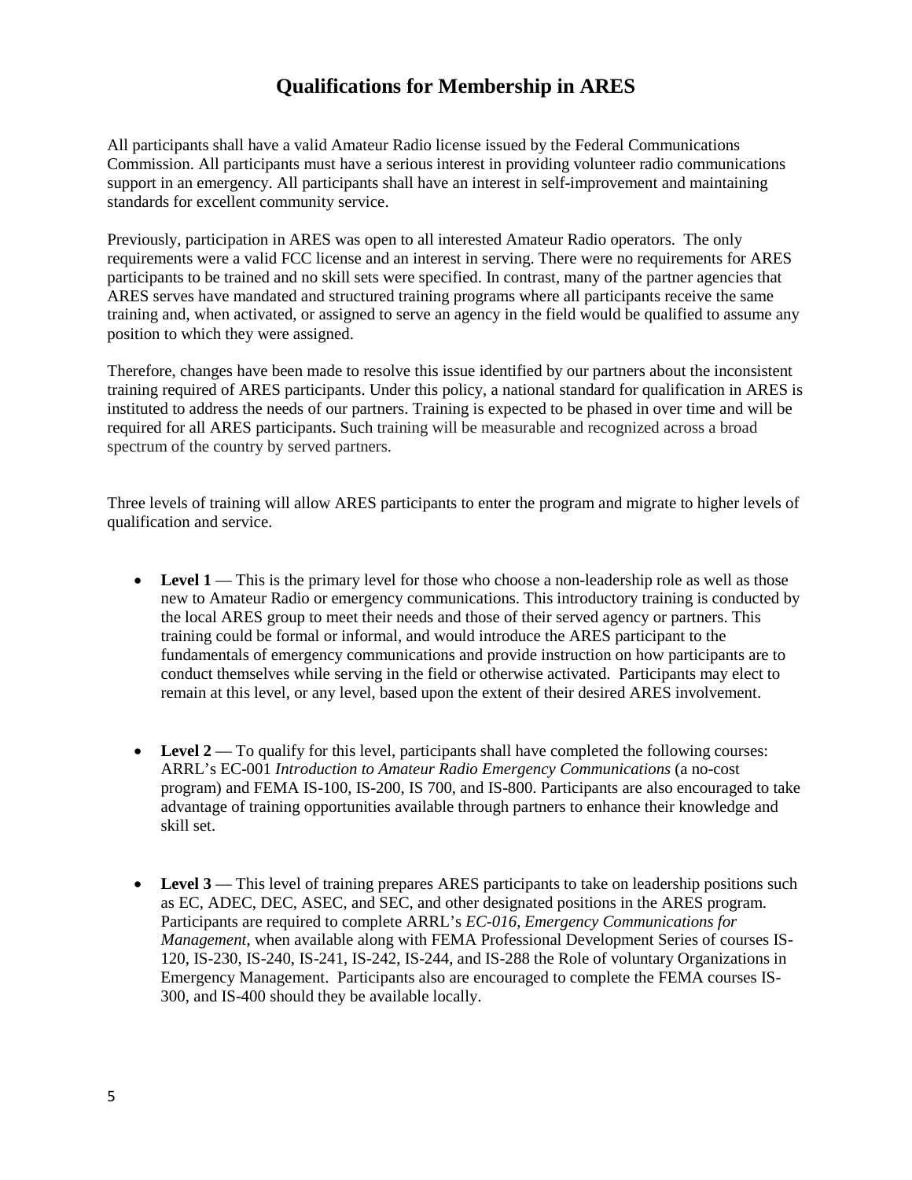# Qualifications for Membership in ARES

All participants shall have a valid Amateur Radio license issued by the Federal Communications Commission. All participants must have a serious interest in providing volunteer radio communications support in an emergency. All participants shall have an interest in self-improvement and maintaining standards for excellent community service.

Previously, participation in ARES was open to all interested Amateur Radio operators. The only requirements were a valid FCC license and an interest in serving. There were no requirements for ARES participants to be trained and no skill sets were specified. In contrast, many of the partner agencies that ARES serves have mandated and structured training programs where all participants receive the same training and, when activated, or assigned to serve an agency in the field would be qualified to assume any position to which they were assigned.

Therefore, changes have been made to resolve this issue identified by our partners about the inconsistent training required of ARES participants. Under this policy, a national standard for qualification in ARES is instituted to address the needs of our partners. Training is expected to be phased in over time and will be required for all ARES participants. Such training will be measurable and recognized across a broad spectrum of the country by served partners.

Three levels of training will allow ARES participants to enter the program and migrate to higher levels of qualification and service.

- **Level 1** — This is the primary level for those who choose a non-leadership role as well as those new to Amateur Radio or emergency communications. This introductory training is conducted by the local ARES group to meet their needs and those of their served agency or partners. This training could be formal or informal, and would introduce the ARES participant to the fundamentals of emergency communications and provide instruction on how participants are to conduct themselves while serving in the field or otherwise activated. Participants may elect to remain at this level, or any level, based upon the extent of their desired ARES involvement.

- **Level 2** — To qualify for this level, participants shall have completed the following courses: ARRL's EC-001 *Introduction to Amateur Radio Emergency Communications* (a no-cost program) and FEMA IS-100, IS-200, IS 700, and IS-800. Participants are also encouraged to take advantage of training opportunities available through partners to enhance their knowledge and skill set.

- **Level 3** — This level of training prepares ARES participants to take on leadership positions such as EC, ADEC, DEC, ASEC, and SEC, and other designated positions in the ARES program. Participants are required to complete ARRL's *EC-016, Emergency Communications for Management*, when available along with FEMA Professional Development Series of courses IS-120, IS-230, IS-240, IS-241, IS-242, IS-244, and IS-288 the Role of voluntary Organizations in Emergency Management. Participants also are encouraged to complete the FEMA courses IS-300, and IS-400 should they be available locally.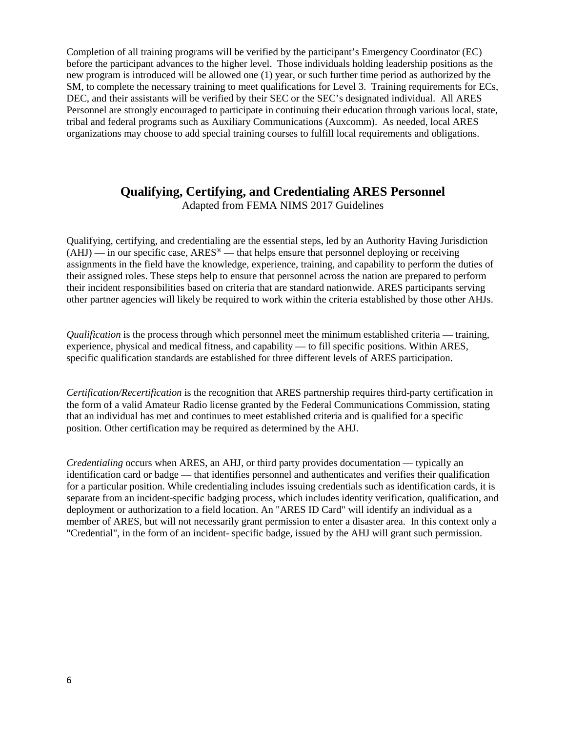Completion of all training programs will be verified by the participant's Emergency Coordinator (EC) before the participant advances to the higher level. Those individuals holding leadership positions as the new program is introduced will be allowed one (1) year, or such further time period as authorized by the SM, to complete the necessary training to meet qualifications for Level 3. Training requirements for ECs, DEC, and their assistants will be verified by their SEC or the SEC's designated individual. All ARES Personnel are strongly encouraged to participate in continuing their education through various local, state, tribal and federal programs such as Auxiliary Communications (Auxcomm). As needed, local ARES organizations may choose to add special training courses to fulfill local requirements and obligations.

## Qualifying, Certifying, and Credentialing ARES Personnel

Adapted from FEMA NIMS 2017 Guidelines

Qualifying, certifying, and credentialing are the essential steps, led by an Authority Having Jurisdiction (AHJ) — in our specific case, ARES® — that helps ensure that personnel deploying or receiving assignments in the field have the knowledge, experience, training, and capability to perform the duties of their assigned roles. These steps help to ensure that personnel across the nation are prepared to perform their incident responsibilities based on criteria that are standard nationwide. ARES participants serving other partner agencies will likely be required to work within the criteria established by those other AHJs.

*Qualification* is the process through which personnel meet the minimum established criteria — training, experience, physical and medical fitness, and capability — to fill specific positions. Within ARES, specific qualification standards are established for three different levels of ARES participation.

*Certification/Recertification* is the recognition that ARES partnership requires third-party certification in the form of a valid Amateur Radio license granted by the Federal Communications Commission, stating that an individual has met and continues to meet established criteria and is qualified for a specific position. Other certification may be required as determined by the AHJ.

*Credentialing* occurs when ARES, an AHJ, or third party provides documentation — typically an identification card or badge — that identifies personnel and authenticates and verifies their qualification for a particular position. While credentialing includes issuing credentials such as identification cards, it is separate from an incident-specific badging process, which includes identity verification, qualification, and deployment or authorization to a field location. An "ARES ID Card" will identify an individual as a member of ARES, but will not necessarily grant permission to enter a disaster area. In this context only a "Credential", in the form of an incident- specific badge, issued by the AHJ will grant such permission.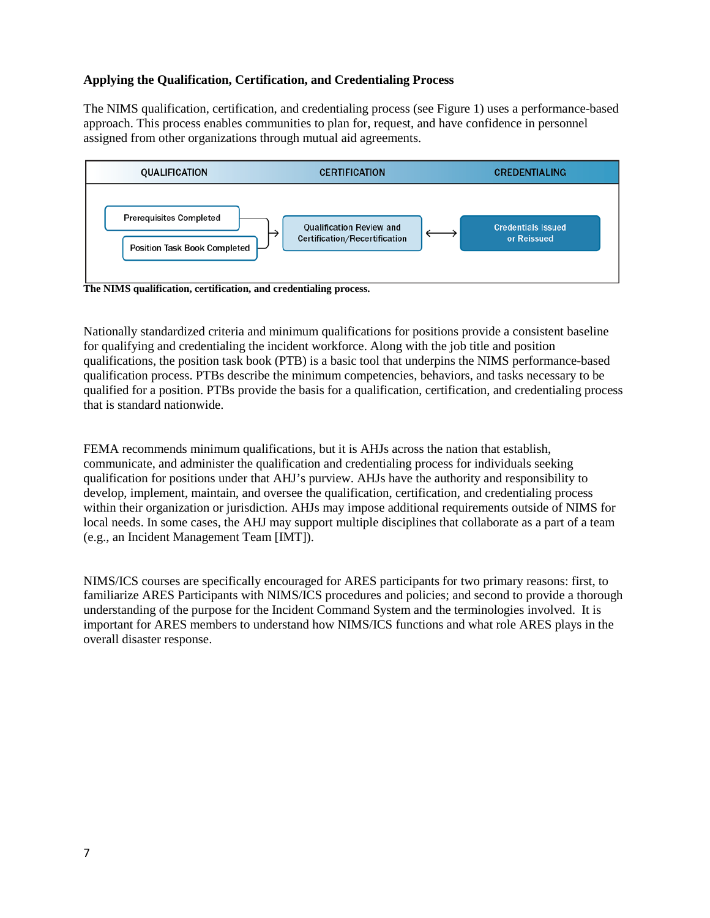### Applying the Qualification, Certification, and Credentialing Process

The NIMS qualification, certification, and credentialing process (see Figure 1) uses a performance-based approach. This process enables communities to plan for, request, and have confidence in personnel assigned from other organizations through mutual aid agreements.

| QUALIFICATION | CERTIFICATION | CREDENTIALING |
| --- | --- | --- |
| Prerequisites Completed<br>Position Task Book Completed | → Qualification Review and Certification/Recertification | ↔ Credentials Issued or Reissued |

**The NIMS qualification, certification, and credentialing process.**

Nationally standardized criteria and minimum qualifications for positions provide a consistent baseline for qualifying and credentialing the incident workforce. Along with the job title and position qualifications, the position task book (PTB) is a basic tool that underpins the NIMS performance-based qualification process. PTBs describe the minimum competencies, behaviors, and tasks necessary to be qualified for a position. PTBs provide the basis for a qualification, certification, and credentialing process that is standard nationwide.

FEMA recommends minimum qualifications, but it is AHJs across the nation that establish, communicate, and administer the qualification and credentialing process for individuals seeking qualification for positions under that AHJ's purview. AHJs have the authority and responsibility to develop, implement, maintain, and oversee the qualification, certification, and credentialing process within their organization or jurisdiction. AHJs may impose additional requirements outside of NIMS for local needs. In some cases, the AHJ may support multiple disciplines that collaborate as a part of a team (e.g., an Incident Management Team [IMT]).

NIMS/ICS courses are specifically encouraged for ARES participants for two primary reasons: first, to familiarize ARES Participants with NIMS/ICS procedures and policies; and second to provide a thorough understanding of the purpose for the Incident Command System and the terminologies involved. It is important for ARES members to understand how NIMS/ICS functions and what role ARES plays in the overall disaster response.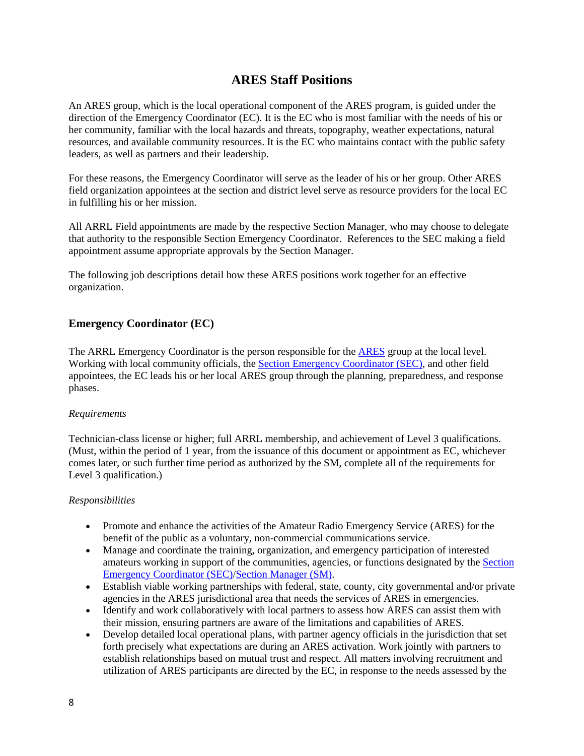# ARES Staff Positions

An ARES group, which is the local operational component of the ARES program, is guided under the direction of the Emergency Coordinator (EC). It is the EC who is most familiar with the needs of his or her community, familiar with the local hazards and threats, topography, weather expectations, natural resources, and available community resources. It is the EC who maintains contact with the public safety leaders, as well as partners and their leadership.

For these reasons, the Emergency Coordinator will serve as the leader of his or her group. Other ARES field organization appointees at the section and district level serve as resource providers for the local EC in fulfilling his or her mission.

All ARRL Field appointments are made by the respective Section Manager, who may choose to delegate that authority to the responsible Section Emergency Coordinator. References to the SEC making a field appointment assume appropriate approvals by the Section Manager.

The following job descriptions detail how these ARES positions work together for an effective organization.

## Emergency Coordinator (EC)

The ARRL Emergency Coordinator is the person responsible for the ARES group at the local level. Working with local community officials, the Section Emergency Coordinator (SEC), and other field appointees, the EC leads his or her local ARES group through the planning, preparedness, and response phases.

*Requirements*

Technician-class license or higher; full ARRL membership, and achievement of Level 3 qualifications. (Must, within the period of 1 year, from the issuance of this document or appointment as EC, whichever comes later, or such further time period as authorized by the SM, complete all of the requirements for Level 3 qualification.)

*Responsibilities*

- Promote and enhance the activities of the Amateur Radio Emergency Service (ARES) for the benefit of the public as a voluntary, non-commercial communications service.
- Manage and coordinate the training, organization, and emergency participation of interested amateurs working in support of the communities, agencies, or functions designated by the Section Emergency Coordinator (SEC)/Section Manager (SM).
- Establish viable working partnerships with federal, state, county, city governmental and/or private agencies in the ARES jurisdictional area that needs the services of ARES in emergencies.
- Identify and work collaboratively with local partners to assess how ARES can assist them with their mission, ensuring partners are aware of the limitations and capabilities of ARES.
- Develop detailed local operational plans, with partner agency officials in the jurisdiction that set forth precisely what expectations are during an ARES activation. Work jointly with partners to establish relationships based on mutual trust and respect. All matters involving recruitment and utilization of ARES participants are directed by the EC, in response to the needs assessed by the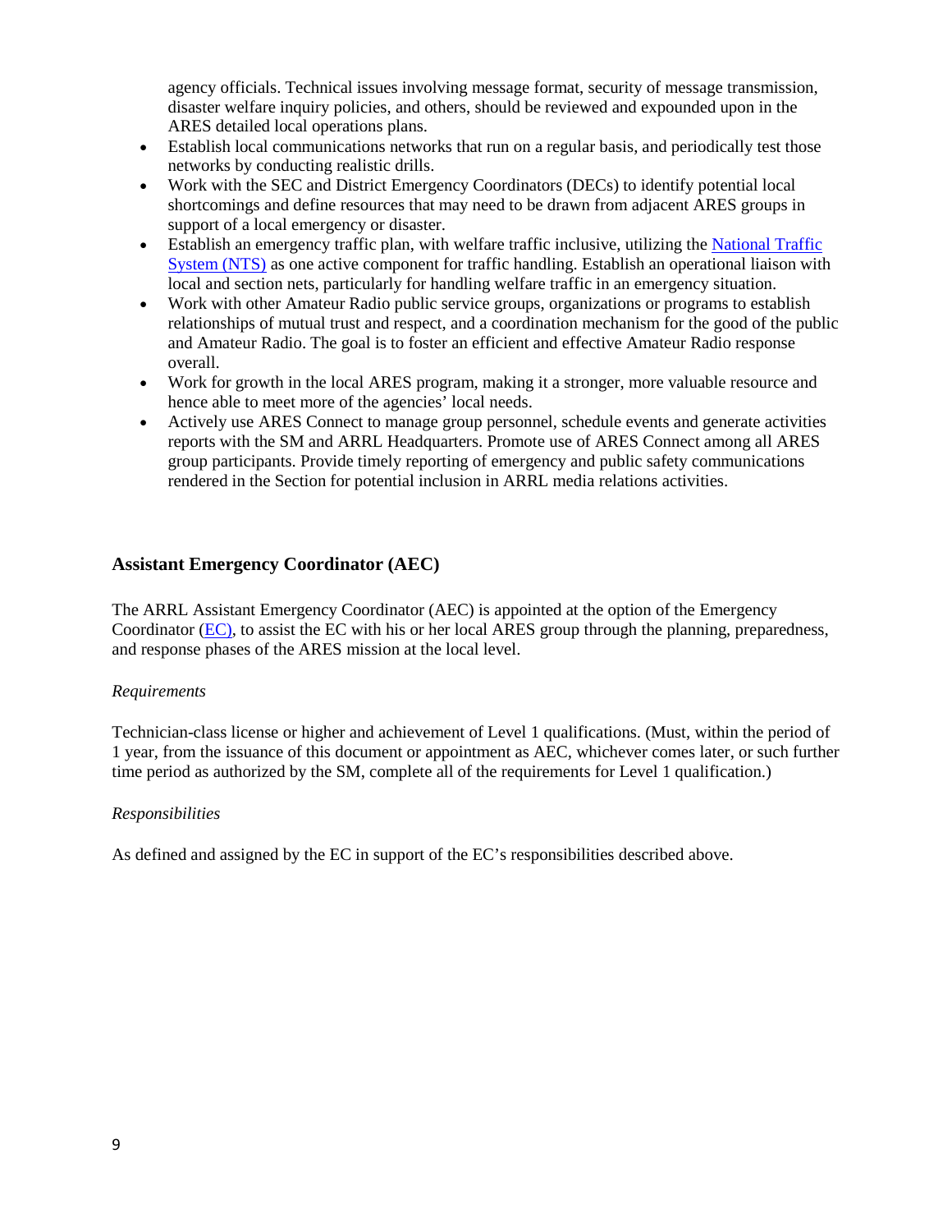agency officials. Technical issues involving message format, security of message transmission, disaster welfare inquiry policies, and others, should be reviewed and expounded upon in the ARES detailed local operations plans.

- Establish local communications networks that run on a regular basis, and periodically test those networks by conducting realistic drills.
- Work with the SEC and District Emergency Coordinators (DECs) to identify potential local shortcomings and define resources that may need to be drawn from adjacent ARES groups in support of a local emergency or disaster.
- Establish an emergency traffic plan, with welfare traffic inclusive, utilizing the National Traffic System (NTS) as one active component for traffic handling. Establish an operational liaison with local and section nets, particularly for handling welfare traffic in an emergency situation.
- Work with other Amateur Radio public service groups, organizations or programs to establish relationships of mutual trust and respect, and a coordination mechanism for the good of the public and Amateur Radio. The goal is to foster an efficient and effective Amateur Radio response overall.
- Work for growth in the local ARES program, making it a stronger, more valuable resource and hence able to meet more of the agencies' local needs.
- Actively use ARES Connect to manage group personnel, schedule events and generate activities reports with the SM and ARRL Headquarters. Promote use of ARES Connect among all ARES group participants. Provide timely reporting of emergency and public safety communications rendered in the Section for potential inclusion in ARRL media relations activities.

### Assistant Emergency Coordinator (AEC)

The ARRL Assistant Emergency Coordinator (AEC) is appointed at the option of the Emergency Coordinator (EC), to assist the EC with his or her local ARES group through the planning, preparedness, and response phases of the ARES mission at the local level.

*Requirements*

Technician-class license or higher and achievement of Level 1 qualifications. (Must, within the period of 1 year, from the issuance of this document or appointment as AEC, whichever comes later, or such further time period as authorized by the SM, complete all of the requirements for Level 1 qualification.)

*Responsibilities*

As defined and assigned by the EC in support of the EC's responsibilities described above.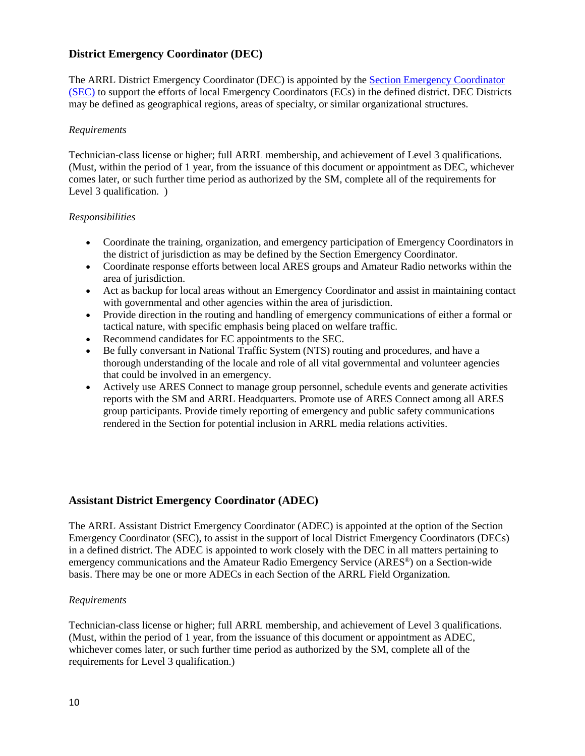### District Emergency Coordinator (DEC)

The ARRL District Emergency Coordinator (DEC) is appointed by the [Section Emergency Coordinator (SEC)](#) to support the efforts of local Emergency Coordinators (ECs) in the defined district. DEC Districts may be defined as geographical regions, areas of specialty, or similar organizational structures.

*Requirements*

Technician-class license or higher; full ARRL membership, and achievement of Level 3 qualifications. (Must, within the period of 1 year, from the issuance of this document or appointment as DEC, whichever comes later, or such further time period as authorized by the SM, complete all of the requirements for Level 3 qualification. )

*Responsibilities*

- Coordinate the training, organization, and emergency participation of Emergency Coordinators in the district of jurisdiction as may be defined by the Section Emergency Coordinator.
- Coordinate response efforts between local ARES groups and Amateur Radio networks within the area of jurisdiction.
- Act as backup for local areas without an Emergency Coordinator and assist in maintaining contact with governmental and other agencies within the area of jurisdiction.
- Provide direction in the routing and handling of emergency communications of either a formal or tactical nature, with specific emphasis being placed on welfare traffic.
- Recommend candidates for EC appointments to the SEC.
- Be fully conversant in National Traffic System (NTS) routing and procedures, and have a thorough understanding of the locale and role of all vital governmental and volunteer agencies that could be involved in an emergency.
- Actively use ARES Connect to manage group personnel, schedule events and generate activities reports with the SM and ARRL Headquarters. Promote use of ARES Connect among all ARES group participants. Provide timely reporting of emergency and public safety communications rendered in the Section for potential inclusion in ARRL media relations activities.

### Assistant District Emergency Coordinator (ADEC)

The ARRL Assistant District Emergency Coordinator (ADEC) is appointed at the option of the Section Emergency Coordinator (SEC), to assist in the support of local District Emergency Coordinators (DECs) in a defined district. The ADEC is appointed to work closely with the DEC in all matters pertaining to emergency communications and the Amateur Radio Emergency Service (ARES®) on a Section-wide basis. There may be one or more ADECs in each Section of the ARRL Field Organization.

*Requirements*

Technician-class license or higher; full ARRL membership, and achievement of Level 3 qualifications. (Must, within the period of 1 year, from the issuance of this document or appointment as ADEC, whichever comes later, or such further time period as authorized by the SM, complete all of the requirements for Level 3 qualification.)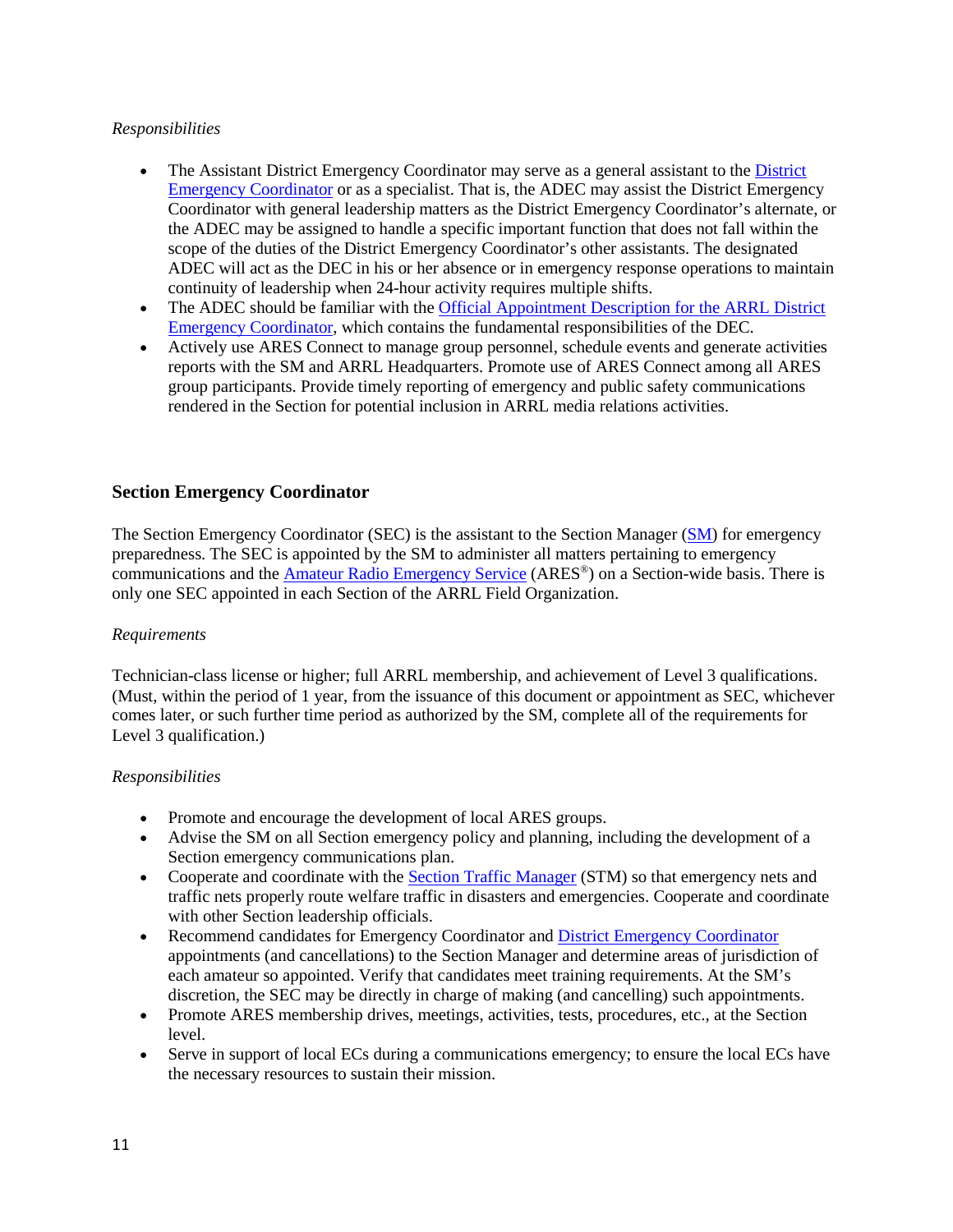*Responsibilities*

- The Assistant District Emergency Coordinator may serve as a general assistant to the District Emergency Coordinator or as a specialist. That is, the ADEC may assist the District Emergency Coordinator with general leadership matters as the District Emergency Coordinator's alternate, or the ADEC may be assigned to handle a specific important function that does not fall within the scope of the duties of the District Emergency Coordinator's other assistants. The designated ADEC will act as the DEC in his or her absence or in emergency response operations to maintain continuity of leadership when 24-hour activity requires multiple shifts.
- The ADEC should be familiar with the Official Appointment Description for the ARRL District Emergency Coordinator, which contains the fundamental responsibilities of the DEC.
- Actively use ARES Connect to manage group personnel, schedule events and generate activities reports with the SM and ARRL Headquarters. Promote use of ARES Connect among all ARES group participants. Provide timely reporting of emergency and public safety communications rendered in the Section for potential inclusion in ARRL media relations activities.

## Section Emergency Coordinator

The Section Emergency Coordinator (SEC) is the assistant to the Section Manager (SM) for emergency preparedness. The SEC is appointed by the SM to administer all matters pertaining to emergency communications and the Amateur Radio Emergency Service (ARES®) on a Section-wide basis. There is only one SEC appointed in each Section of the ARRL Field Organization.

*Requirements*

Technician-class license or higher; full ARRL membership, and achievement of Level 3 qualifications. (Must, within the period of 1 year, from the issuance of this document or appointment as SEC, whichever comes later, or such further time period as authorized by the SM, complete all of the requirements for Level 3 qualification.)

*Responsibilities*

- Promote and encourage the development of local ARES groups.
- Advise the SM on all Section emergency policy and planning, including the development of a Section emergency communications plan.
- Cooperate and coordinate with the Section Traffic Manager (STM) so that emergency nets and traffic nets properly route welfare traffic in disasters and emergencies. Cooperate and coordinate with other Section leadership officials.
- Recommend candidates for Emergency Coordinator and District Emergency Coordinator appointments (and cancellations) to the Section Manager and determine areas of jurisdiction of each amateur so appointed. Verify that candidates meet training requirements. At the SM's discretion, the SEC may be directly in charge of making (and cancelling) such appointments.
- Promote ARES membership drives, meetings, activities, tests, procedures, etc., at the Section level.
- Serve in support of local ECs during a communications emergency; to ensure the local ECs have the necessary resources to sustain their mission.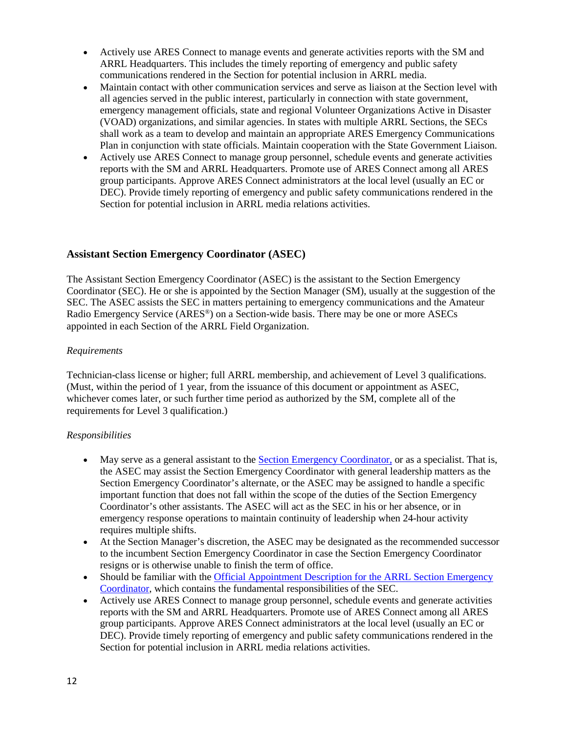- Actively use ARES Connect to manage events and generate activities reports with the SM and ARRL Headquarters. This includes the timely reporting of emergency and public safety communications rendered in the Section for potential inclusion in ARRL media.
- Maintain contact with other communication services and serve as liaison at the Section level with all agencies served in the public interest, particularly in connection with state government, emergency management officials, state and regional Volunteer Organizations Active in Disaster (VOAD) organizations, and similar agencies. In states with multiple ARRL Sections, the SECs shall work as a team to develop and maintain an appropriate ARES Emergency Communications Plan in conjunction with state officials. Maintain cooperation with the State Government Liaison.
- Actively use ARES Connect to manage group personnel, schedule events and generate activities reports with the SM and ARRL Headquarters. Promote use of ARES Connect among all ARES group participants. Approve ARES Connect administrators at the local level (usually an EC or DEC). Provide timely reporting of emergency and public safety communications rendered in the Section for potential inclusion in ARRL media relations activities.

### Assistant Section Emergency Coordinator (ASEC)

The Assistant Section Emergency Coordinator (ASEC) is the assistant to the Section Emergency Coordinator (SEC). He or she is appointed by the Section Manager (SM), usually at the suggestion of the SEC. The ASEC assists the SEC in matters pertaining to emergency communications and the Amateur Radio Emergency Service (ARES®) on a Section-wide basis. There may be one or more ASECs appointed in each Section of the ARRL Field Organization.

*Requirements*

Technician-class license or higher; full ARRL membership, and achievement of Level 3 qualifications. (Must, within the period of 1 year, from the issuance of this document or appointment as ASEC, whichever comes later, or such further time period as authorized by the SM, complete all of the requirements for Level 3 qualification.)

*Responsibilities*

- May serve as a general assistant to the Section Emergency Coordinator, or as a specialist. That is, the ASEC may assist the Section Emergency Coordinator with general leadership matters as the Section Emergency Coordinator's alternate, or the ASEC may be assigned to handle a specific important function that does not fall within the scope of the duties of the Section Emergency Coordinator's other assistants. The ASEC will act as the SEC in his or her absence, or in emergency response operations to maintain continuity of leadership when 24-hour activity requires multiple shifts.
- At the Section Manager's discretion, the ASEC may be designated as the recommended successor to the incumbent Section Emergency Coordinator in case the Section Emergency Coordinator resigns or is otherwise unable to finish the term of office.
- Should be familiar with the Official Appointment Description for the ARRL Section Emergency Coordinator, which contains the fundamental responsibilities of the SEC.
- Actively use ARES Connect to manage group personnel, schedule events and generate activities reports with the SM and ARRL Headquarters. Promote use of ARES Connect among all ARES group participants. Approve ARES Connect administrators at the local level (usually an EC or DEC). Provide timely reporting of emergency and public safety communications rendered in the Section for potential inclusion in ARRL media relations activities.